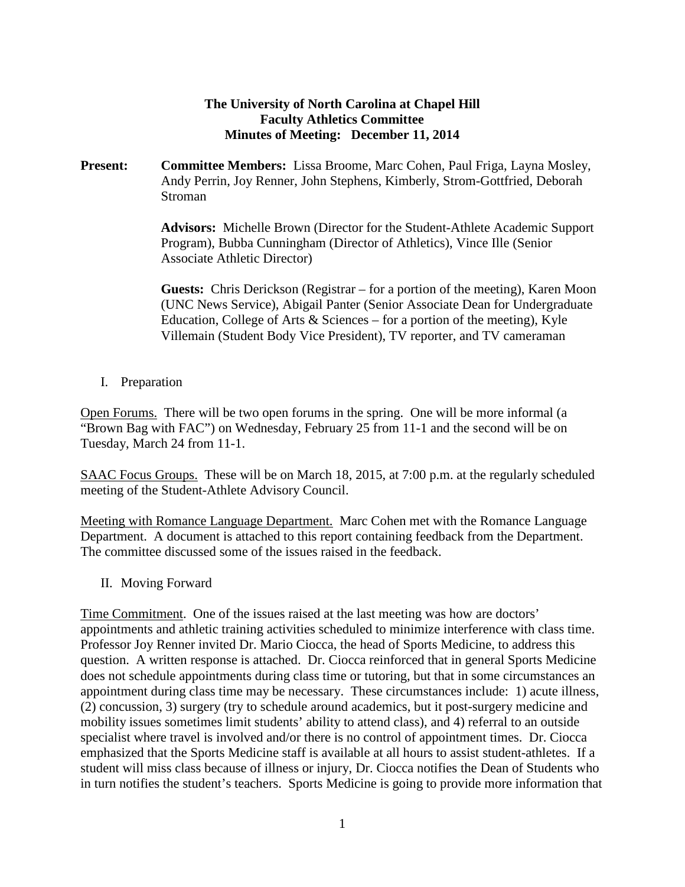**The University of North Carolina at Chapel Hill**
**Faculty Athletics Committee**
**Minutes of Meeting: December 11, 2014**

**Present:** **Committee Members:** Lissa Broome, Marc Cohen, Paul Friga, Layna Mosley, Andy Perrin, Joy Renner, John Stephens, Kimberly, Strom-Gottfried, Deborah Stroman

**Advisors:** Michelle Brown (Director for the Student-Athlete Academic Support Program), Bubba Cunningham (Director of Athletics), Vince Ille (Senior Associate Athletic Director)

**Guests:** Chris Derickson (Registrar – for a portion of the meeting), Karen Moon (UNC News Service), Abigail Panter (Senior Associate Dean for Undergraduate Education, College of Arts & Sciences – for a portion of the meeting), Kyle Villemain (Student Body Vice President), TV reporter, and TV cameraman

I. Preparation

<u>Open Forums.</u> There will be two open forums in the spring. One will be more informal (a "Brown Bag with FAC") on Wednesday, February 25 from 11-1 and the second will be on Tuesday, March 24 from 11-1.

<u>SAAC Focus Groups.</u> These will be on March 18, 2015, at 7:00 p.m. at the regularly scheduled meeting of the Student-Athlete Advisory Council.

<u>Meeting with Romance Language Department.</u> Marc Cohen met with the Romance Language Department. A document is attached to this report containing feedback from the Department. The committee discussed some of the issues raised in the feedback.

II. Moving Forward

<u>Time Commitment</u>. One of the issues raised at the last meeting was how are doctors' appointments and athletic training activities scheduled to minimize interference with class time. Professor Joy Renner invited Dr. Mario Ciocca, the head of Sports Medicine, to address this question. A written response is attached. Dr. Ciocca reinforced that in general Sports Medicine does not schedule appointments during class time or tutoring, but that in some circumstances an appointment during class time may be necessary. These circumstances include: 1) acute illness, (2) concussion, 3) surgery (try to schedule around academics, but it post-surgery medicine and mobility issues sometimes limit students' ability to attend class), and 4) referral to an outside specialist where travel is involved and/or there is no control of appointment times. Dr. Ciocca emphasized that the Sports Medicine staff is available at all hours to assist student-athletes. If a student will miss class because of illness or injury, Dr. Ciocca notifies the Dean of Students who in turn notifies the student's teachers. Sports Medicine is going to provide more information that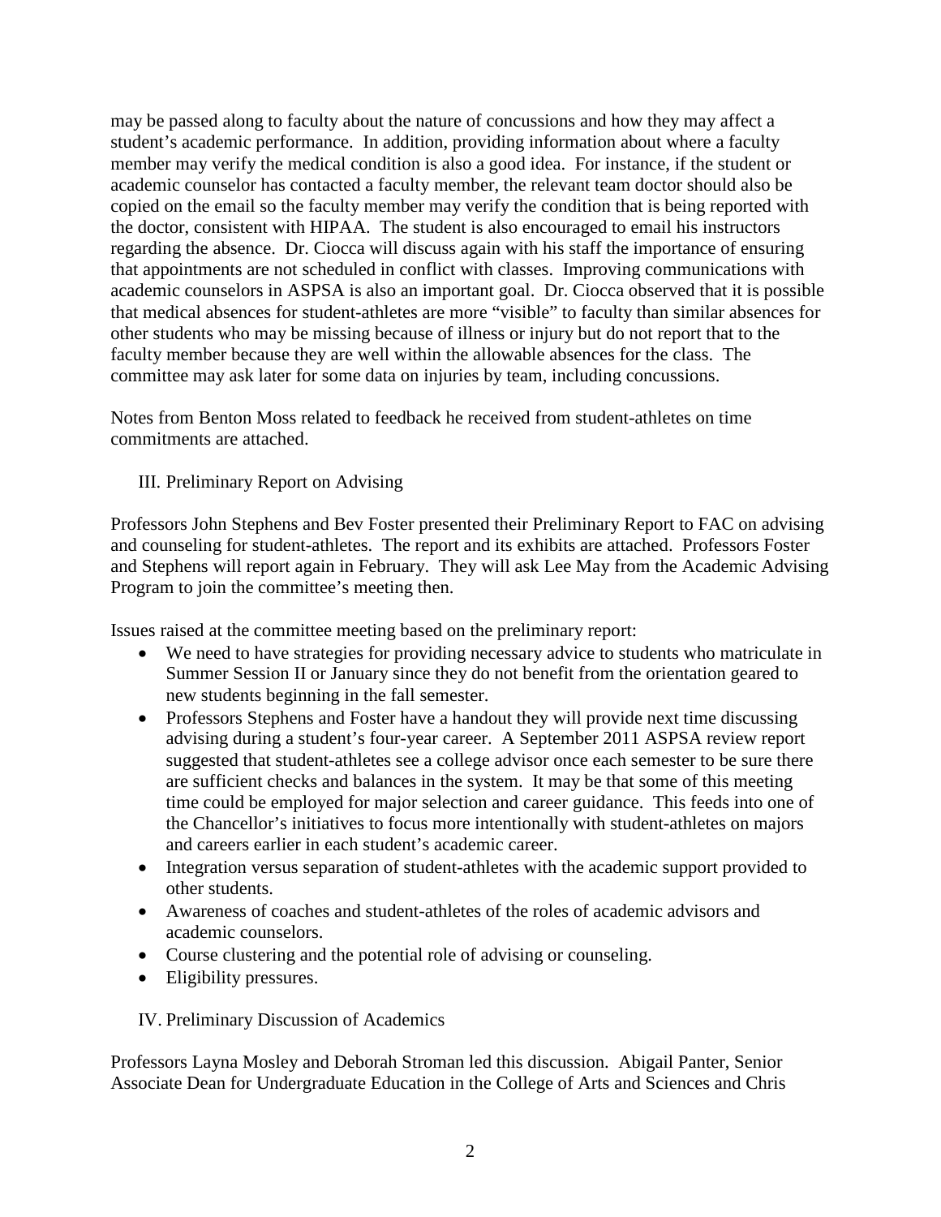may be passed along to faculty about the nature of concussions and how they may affect a student's academic performance. In addition, providing information about where a faculty member may verify the medical condition is also a good idea. For instance, if the student or academic counselor has contacted a faculty member, the relevant team doctor should also be copied on the email so the faculty member may verify the condition that is being reported with the doctor, consistent with HIPAA. The student is also encouraged to email his instructors regarding the absence. Dr. Ciocca will discuss again with his staff the importance of ensuring that appointments are not scheduled in conflict with classes. Improving communications with academic counselors in ASPSA is also an important goal. Dr. Ciocca observed that it is possible that medical absences for student-athletes are more "visible" to faculty than similar absences for other students who may be missing because of illness or injury but do not report that to the faculty member because they are well within the allowable absences for the class. The committee may ask later for some data on injuries by team, including concussions.

Notes from Benton Moss related to feedback he received from student-athletes on time commitments are attached.

## III. Preliminary Report on Advising

Professors John Stephens and Bev Foster presented their Preliminary Report to FAC on advising and counseling for student-athletes. The report and its exhibits are attached. Professors Foster and Stephens will report again in February. They will ask Lee May from the Academic Advising Program to join the committee's meeting then.

Issues raised at the committee meeting based on the preliminary report:

- We need to have strategies for providing necessary advice to students who matriculate in Summer Session II or January since they do not benefit from the orientation geared to new students beginning in the fall semester.
- Professors Stephens and Foster have a handout they will provide next time discussing advising during a student's four-year career. A September 2011 ASPSA review report suggested that student-athletes see a college advisor once each semester to be sure there are sufficient checks and balances in the system. It may be that some of this meeting time could be employed for major selection and career guidance. This feeds into one of the Chancellor's initiatives to focus more intentionally with student-athletes on majors and careers earlier in each student's academic career.
- Integration versus separation of student-athletes with the academic support provided to other students.
- Awareness of coaches and student-athletes of the roles of academic advisors and academic counselors.
- Course clustering and the potential role of advising or counseling.
- Eligibility pressures.

## IV. Preliminary Discussion of Academics

Professors Layna Mosley and Deborah Stroman led this discussion. Abigail Panter, Senior Associate Dean for Undergraduate Education in the College of Arts and Sciences and Chris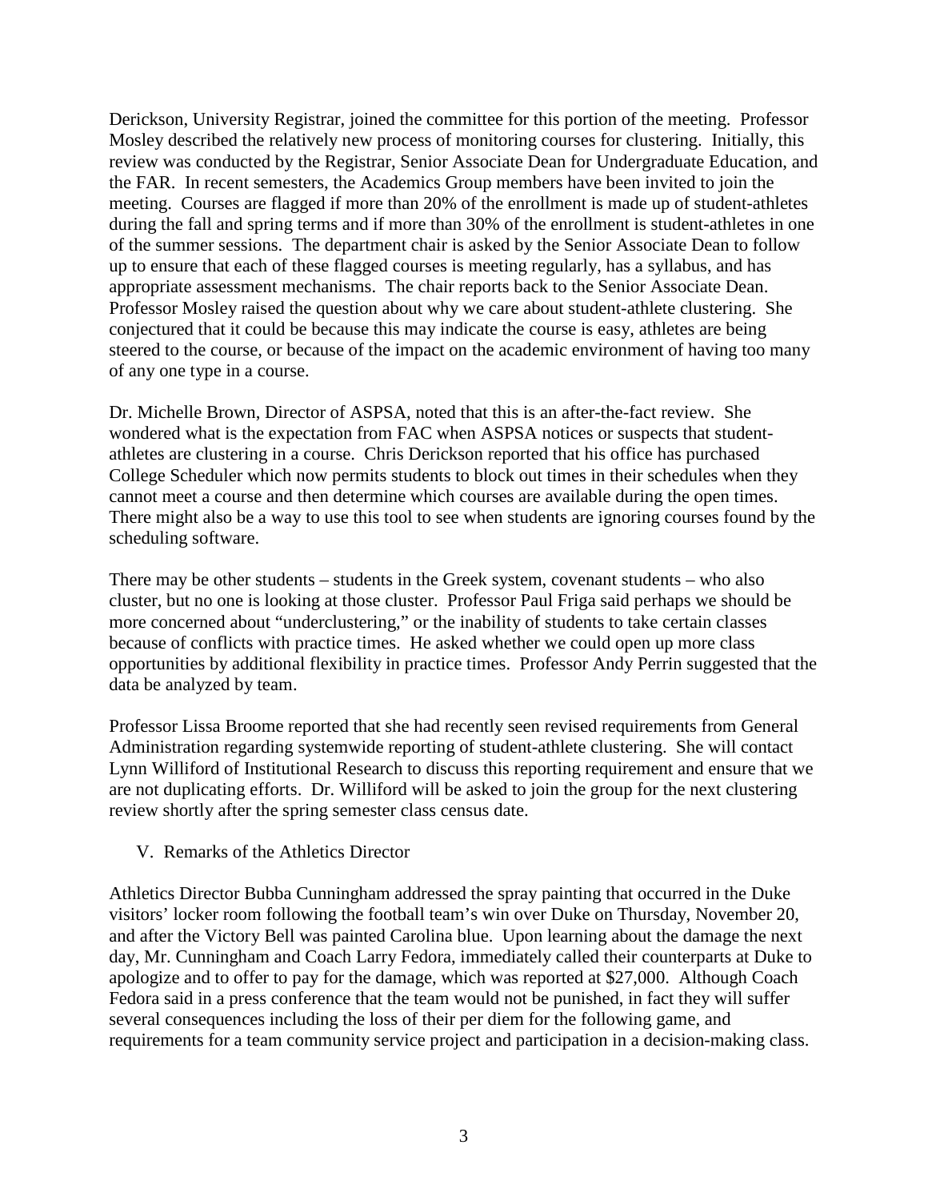Derickson, University Registrar, joined the committee for this portion of the meeting. Professor Mosley described the relatively new process of monitoring courses for clustering. Initially, this review was conducted by the Registrar, Senior Associate Dean for Undergraduate Education, and the FAR. In recent semesters, the Academics Group members have been invited to join the meeting. Courses are flagged if more than 20% of the enrollment is made up of student-athletes during the fall and spring terms and if more than 30% of the enrollment is student-athletes in one of the summer sessions. The department chair is asked by the Senior Associate Dean to follow up to ensure that each of these flagged courses is meeting regularly, has a syllabus, and has appropriate assessment mechanisms. The chair reports back to the Senior Associate Dean. Professor Mosley raised the question about why we care about student-athlete clustering. She conjectured that it could be because this may indicate the course is easy, athletes are being steered to the course, or because of the impact on the academic environment of having too many of any one type in a course.

Dr. Michelle Brown, Director of ASPSA, noted that this is an after-the-fact review. She wondered what is the expectation from FAC when ASPSA notices or suspects that student-athletes are clustering in a course. Chris Derickson reported that his office has purchased College Scheduler which now permits students to block out times in their schedules when they cannot meet a course and then determine which courses are available during the open times. There might also be a way to use this tool to see when students are ignoring courses found by the scheduling software.

There may be other students – students in the Greek system, covenant students – who also cluster, but no one is looking at those cluster. Professor Paul Friga said perhaps we should be more concerned about "underclustering," or the inability of students to take certain classes because of conflicts with practice times. He asked whether we could open up more class opportunities by additional flexibility in practice times. Professor Andy Perrin suggested that the data be analyzed by team.

Professor Lissa Broome reported that she had recently seen revised requirements from General Administration regarding systemwide reporting of student-athlete clustering. She will contact Lynn Williford of Institutional Research to discuss this reporting requirement and ensure that we are not duplicating efforts. Dr. Williford will be asked to join the group for the next clustering review shortly after the spring semester class census date.

## V. Remarks of the Athletics Director

Athletics Director Bubba Cunningham addressed the spray painting that occurred in the Duke visitors' locker room following the football team's win over Duke on Thursday, November 20, and after the Victory Bell was painted Carolina blue. Upon learning about the damage the next day, Mr. Cunningham and Coach Larry Fedora, immediately called their counterparts at Duke to apologize and to offer to pay for the damage, which was reported at $27,000. Although Coach Fedora said in a press conference that the team would not be punished, in fact they will suffer several consequences including the loss of their per diem for the following game, and requirements for a team community service project and participation in a decision-making class.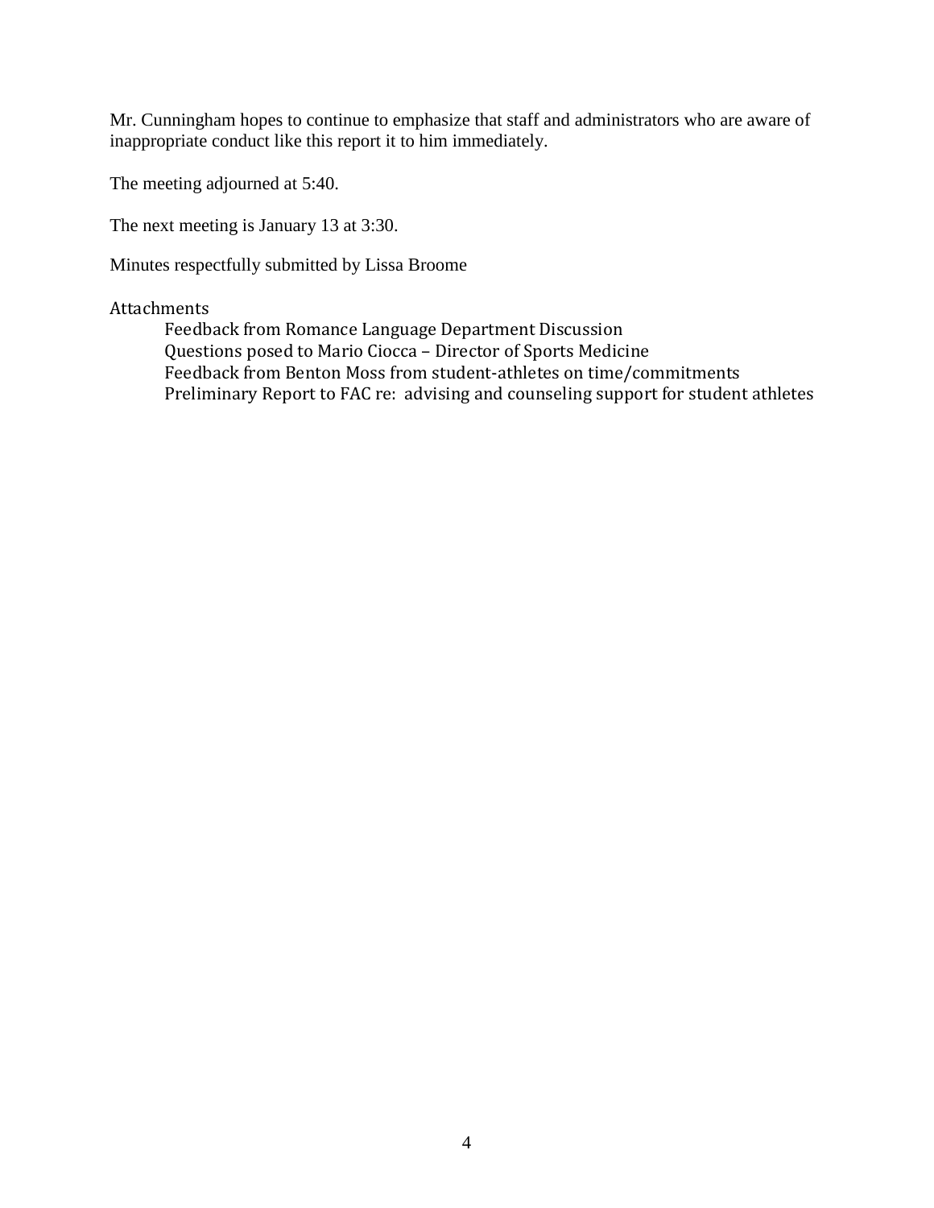Mr. Cunningham hopes to continue to emphasize that staff and administrators who are aware of inappropriate conduct like this report it to him immediately.

The meeting adjourned at 5:40.

The next meeting is January 13 at 3:30.

Minutes respectfully submitted by Lissa Broome

Attachments

- Feedback from Romance Language Department Discussion
- Questions posed to Mario Ciocca – Director of Sports Medicine
- Feedback from Benton Moss from student-athletes on time/commitments
- Preliminary Report to FAC re: advising and counseling support for student athletes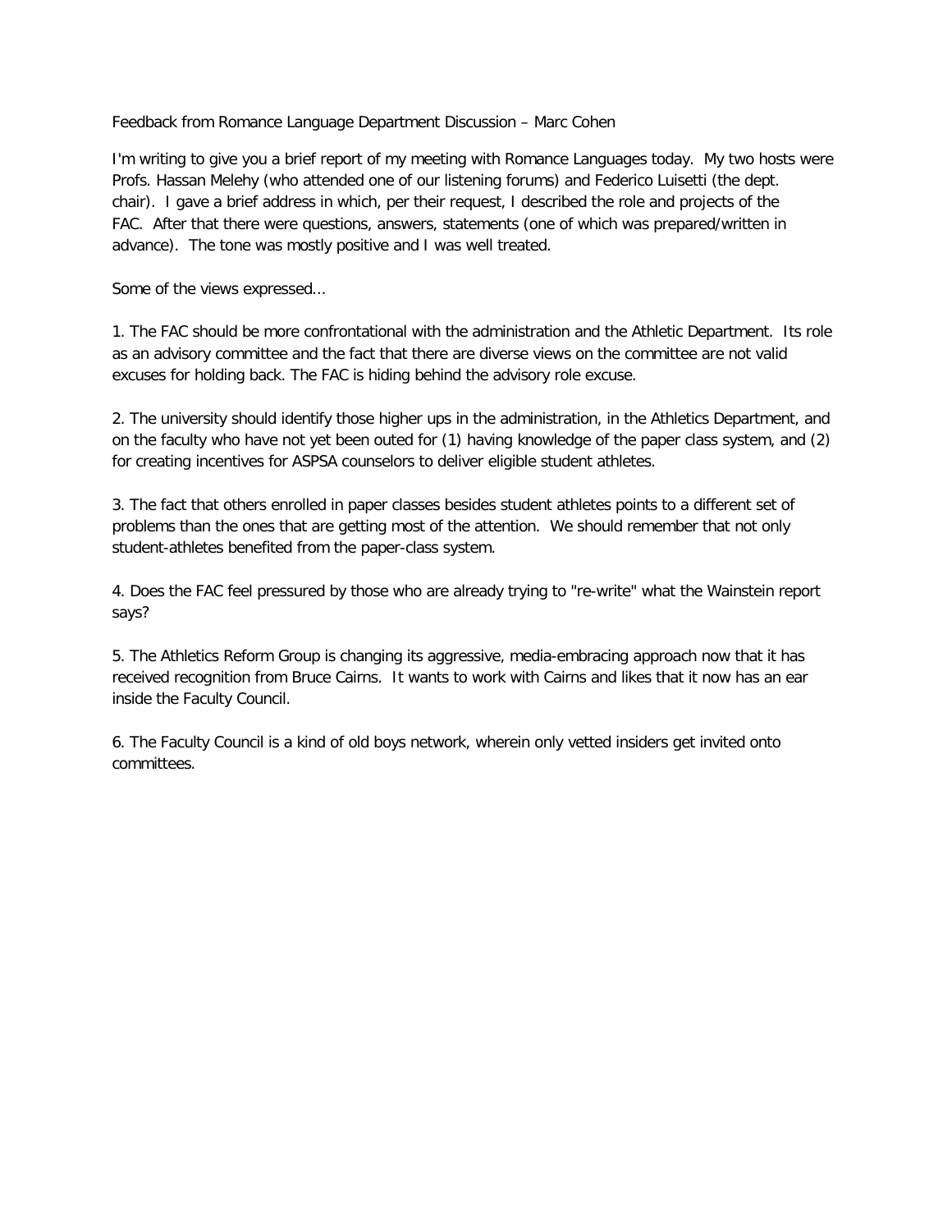Feedback from Romance Language Department Discussion – Marc Cohen

I'm writing to give you a brief report of my meeting with Romance Languages today. My two hosts were Profs. Hassan Melehy (who attended one of our listening forums) and Federico Luisetti (the dept. chair). I gave a brief address in which, per their request, I described the role and projects of the FAC. After that there were questions, answers, statements (one of which was prepared/written in advance). The tone was mostly positive and I was well treated.

Some of the views expressed...

1. The FAC should be more confrontational with the administration and the Athletic Department. Its role as an advisory committee and the fact that there are diverse views on the committee are not valid excuses for holding back. The FAC is hiding behind the advisory role excuse.

2. The university should identify those higher ups in the administration, in the Athletics Department, and on the faculty who have not yet been outed for (1) having knowledge of the paper class system, and (2) for creating incentives for ASPSA counselors to deliver eligible student athletes.

3. The fact that others enrolled in paper classes besides student athletes points to a different set of problems than the ones that are getting most of the attention. We should remember that not only student-athletes benefited from the paper-class system.

4. Does the FAC feel pressured by those who are already trying to "re-write" what the Wainstein report says?

5. The Athletics Reform Group is changing its aggressive, media-embracing approach now that it has received recognition from Bruce Cairns. It wants to work with Cairns and likes that it now has an ear inside the Faculty Council.

6. The Faculty Council is a kind of old boys network, wherein only vetted insiders get invited onto committees.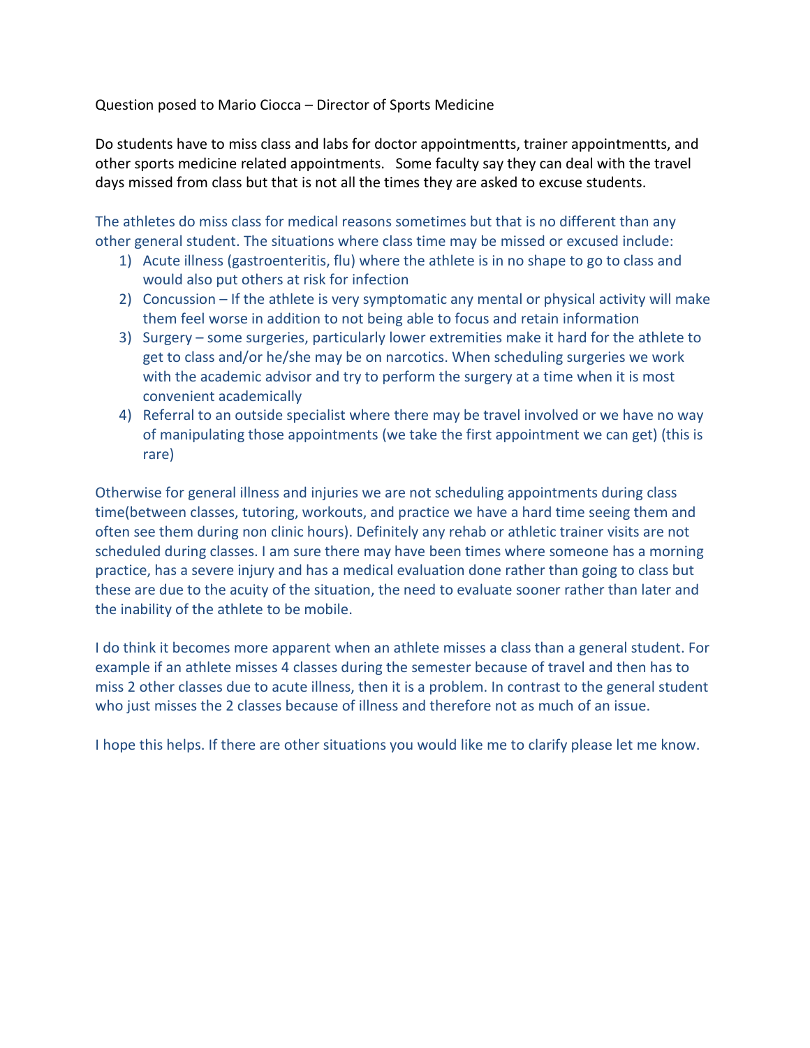Question posed to Mario Ciocca – Director of Sports Medicine

Do students have to miss class and labs for doctor appointmentts, trainer appointmentts, and other sports medicine related appointments.   Some faculty say they can deal with the travel days missed from class but that is not all the times they are asked to excuse students.

The athletes do miss class for medical reasons sometimes but that is no different than any other general student. The situations where class time may be missed or excused include:

1) Acute illness (gastroenteritis, flu) where the athlete is in no shape to go to class and would also put others at risk for infection
2) Concussion – If the athlete is very symptomatic any mental or physical activity will make them feel worse in addition to not being able to focus and retain information
3) Surgery – some surgeries, particularly lower extremities make it hard for the athlete to get to class and/or he/she may be on narcotics. When scheduling surgeries we work with the academic advisor and try to perform the surgery at a time when it is most convenient academically
4) Referral to an outside specialist where there may be travel involved or we have no way of manipulating those appointments (we take the first appointment we can get) (this is rare)

Otherwise for general illness and injuries we are not scheduling appointments during class time(between classes, tutoring, workouts, and practice we have a hard time seeing them and often see them during non clinic hours). Definitely any rehab or athletic trainer visits are not scheduled during classes. I am sure there may have been times where someone has a morning practice, has a severe injury and has a medical evaluation done rather than going to class but these are due to the acuity of the situation, the need to evaluate sooner rather than later and the inability of the athlete to be mobile.

I do think it becomes more apparent when an athlete misses a class than a general student. For example if an athlete misses 4 classes during the semester because of travel and then has to miss 2 other classes due to acute illness, then it is a problem. In contrast to the general student who just misses the 2 classes because of illness and therefore not as much of an issue.

I hope this helps. If there are other situations you would like me to clarify please let me know.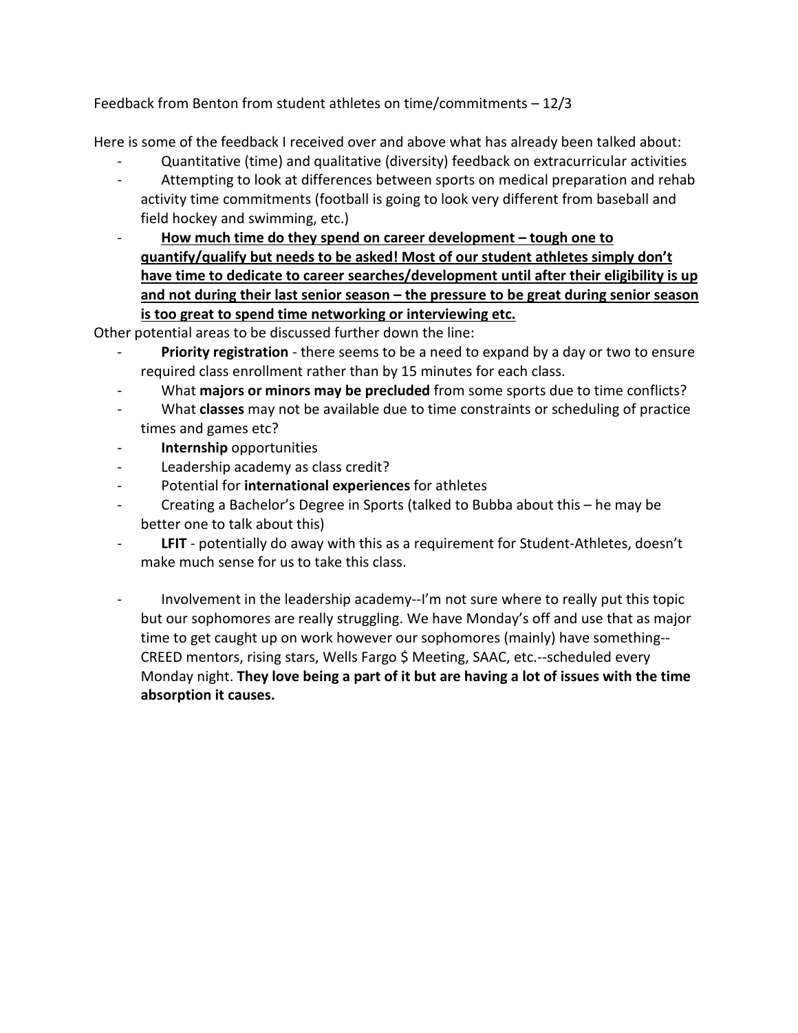Feedback from Benton from student athletes on time/commitments – 12/3

Here is some of the feedback I received over and above what has already been talked about:

- Quantitative (time) and qualitative (diversity) feedback on extracurricular activities
- Attempting to look at differences between sports on medical preparation and rehab activity time commitments (football is going to look very different from baseball and field hockey and swimming, etc.)
- **<u>How much time do they spend on career development – tough one to quantify/qualify but needs to be asked! Most of our student athletes simply don't have time to dedicate to career searches/development until after their eligibility is up and not during their last senior season – the pressure to be great during senior season is too great to spend time networking or interviewing etc.</u>**

Other potential areas to be discussed further down the line:

- **Priority registration** - there seems to be a need to expand by a day or two to ensure required class enrollment rather than by 15 minutes for each class.
- What **majors or minors may be precluded** from some sports due to time conflicts?
- What **classes** may not be available due to time constraints or scheduling of practice times and games etc?
- **Internship** opportunities
- Leadership academy as class credit?
- Potential for **international experiences** for athletes
- Creating a Bachelor's Degree in Sports (talked to Bubba about this – he may be better one to talk about this)
- **LFIT** - potentially do away with this as a requirement for Student-Athletes, doesn't make much sense for us to take this class.

- Involvement in the leadership academy--I'm not sure where to really put this topic but our sophomores are really struggling. We have Monday's off and use that as major time to get caught up on work however our sophomores (mainly) have something--CREED mentors, rising stars, Wells Fargo $ Meeting, SAAC, etc.--scheduled every Monday night. **They love being a part of it but are having a lot of issues with the time absorption it causes.**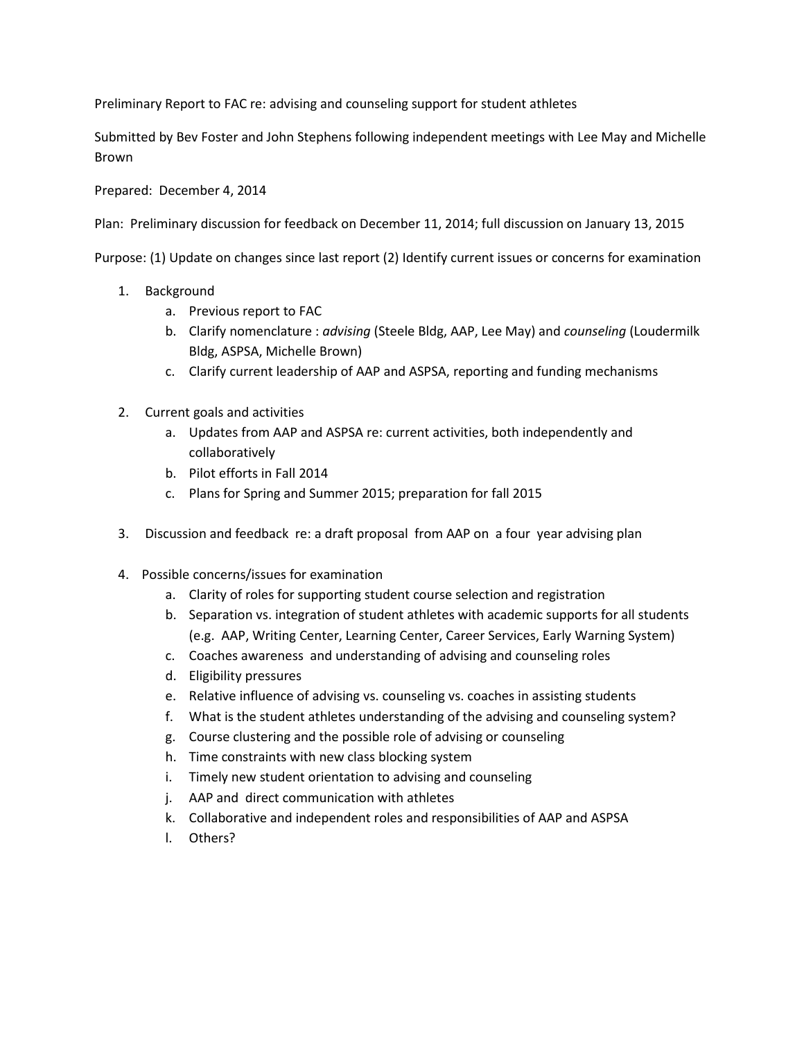Preliminary Report to FAC re: advising and counseling support for student athletes

Submitted by Bev Foster and John Stephens following independent meetings with Lee May and Michelle Brown

Prepared: December 4, 2014

Plan: Preliminary discussion for feedback on December 11, 2014; full discussion on January 13, 2015

Purpose: (1) Update on changes since last report (2) Identify current issues or concerns for examination

1. Background
    a. Previous report to FAC
    b. Clarify nomenclature : *advising* (Steele Bldg, AAP, Lee May) and *counseling* (Loudermilk Bldg, ASPSA, Michelle Brown)
    c. Clarify current leadership of AAP and ASPSA, reporting and funding mechanisms

2. Current goals and activities
    a. Updates from AAP and ASPSA re: current activities, both independently and collaboratively
    b. Pilot efforts in Fall 2014
    c. Plans for Spring and Summer 2015; preparation for fall 2015

3. Discussion and feedback re: a draft proposal from AAP on a four year advising plan

4. Possible concerns/issues for examination
    a. Clarity of roles for supporting student course selection and registration
    b. Separation vs. integration of student athletes with academic supports for all students (e.g. AAP, Writing Center, Learning Center, Career Services, Early Warning System)
    c. Coaches awareness and understanding of advising and counseling roles
    d. Eligibility pressures
    e. Relative influence of advising vs. counseling vs. coaches in assisting students
    f. What is the student athletes understanding of the advising and counseling system?
    g. Course clustering and the possible role of advising or counseling
    h. Time constraints with new class blocking system
    i. Timely new student orientation to advising and counseling
    j. AAP and direct communication with athletes
    k. Collaborative and independent roles and responsibilities of AAP and ASPSA
    l. Others?